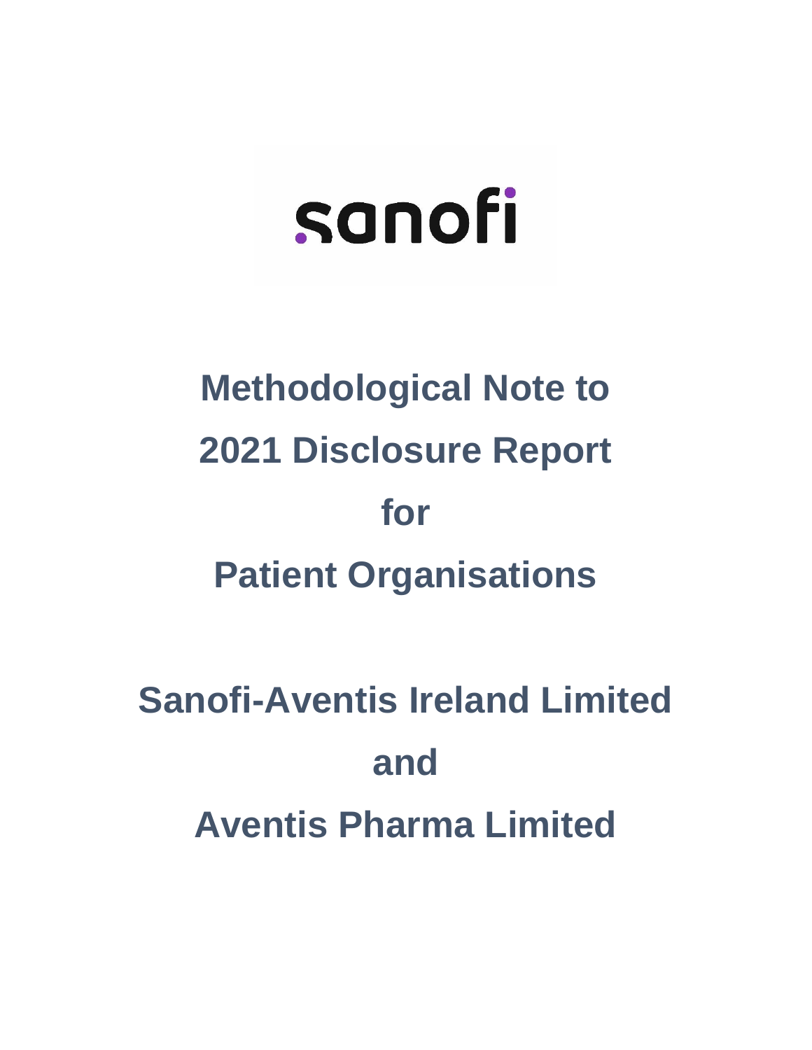sanofi

# Methodological Note to 2021 Disclosure Report for Patient Organisations

# Sanofi-Aventis Ireland Limited and Aventis Pharma Limited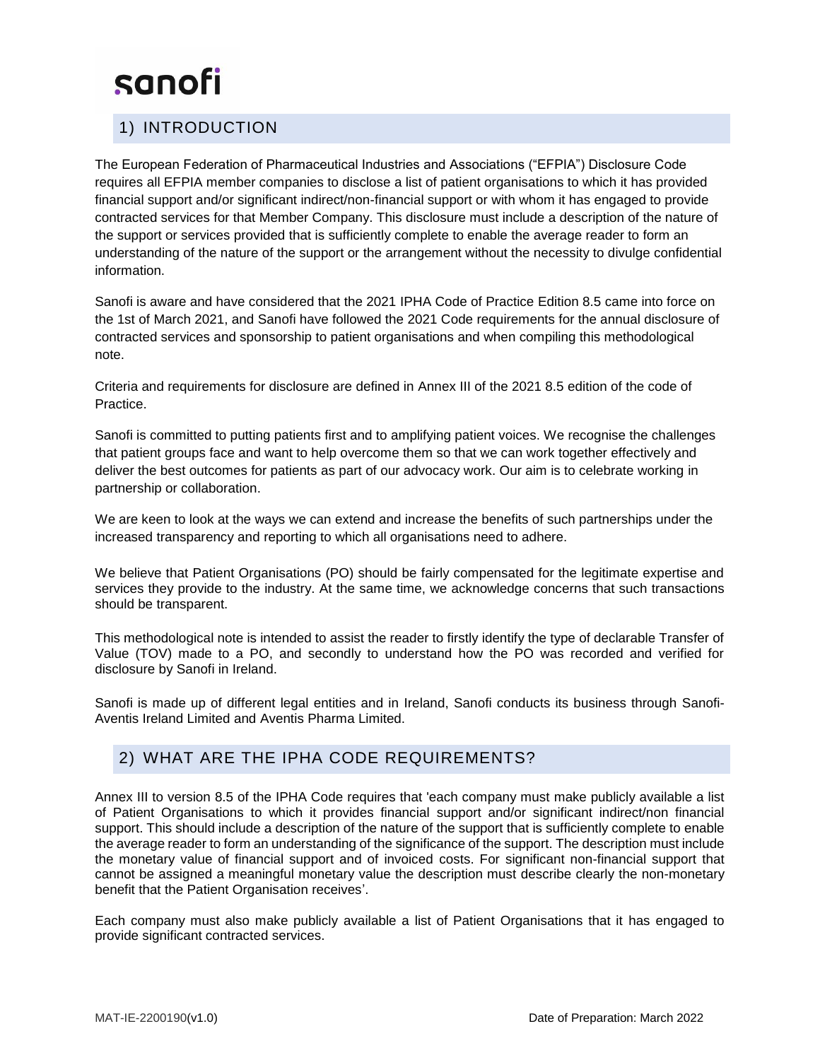sanofi

## 1) INTRODUCTION

The European Federation of Pharmaceutical Industries and Associations ("EFPIA") Disclosure Code requires all EFPIA member companies to disclose a list of patient organisations to which it has provided financial support and/or significant indirect/non-financial support or with whom it has engaged to provide contracted services for that Member Company. This disclosure must include a description of the nature of the support or services provided that is sufficiently complete to enable the average reader to form an understanding of the nature of the support or the arrangement without the necessity to divulge confidential information.

Sanofi is aware and have considered that the 2021 IPHA Code of Practice Edition 8.5 came into force on the 1st of March 2021, and Sanofi have followed the 2021 Code requirements for the annual disclosure of contracted services and sponsorship to patient organisations and when compiling this methodological note.

Criteria and requirements for disclosure are defined in Annex III of the 2021 8.5 edition of the code of Practice.

Sanofi is committed to putting patients first and to amplifying patient voices. We recognise the challenges that patient groups face and want to help overcome them so that we can work together effectively and deliver the best outcomes for patients as part of our advocacy work. Our aim is to celebrate working in partnership or collaboration.

We are keen to look at the ways we can extend and increase the benefits of such partnerships under the increased transparency and reporting to which all organisations need to adhere.

We believe that Patient Organisations (PO) should be fairly compensated for the legitimate expertise and services they provide to the industry. At the same time, we acknowledge concerns that such transactions should be transparent.

This methodological note is intended to assist the reader to firstly identify the type of declarable Transfer of Value (TOV) made to a PO, and secondly to understand how the PO was recorded and verified for disclosure by Sanofi in Ireland.

Sanofi is made up of different legal entities and in Ireland, Sanofi conducts its business through Sanofi-Aventis Ireland Limited and Aventis Pharma Limited.

## 2) WHAT ARE THE IPHA CODE REQUIREMENTS?

Annex III to version 8.5 of the IPHA Code requires that 'each company must make publicly available a list of Patient Organisations to which it provides financial support and/or significant indirect/non financial support. This should include a description of the nature of the support that is sufficiently complete to enable the average reader to form an understanding of the significance of the support. The description must include the monetary value of financial support and of invoiced costs. For significant non-financial support that cannot be assigned a meaningful monetary value the description must describe clearly the non-monetary benefit that the Patient Organisation receives'.

Each company must also make publicly available a list of Patient Organisations that it has engaged to provide significant contracted services.

MAT-IE-2200190(v1.0) Date of Preparation: March 2022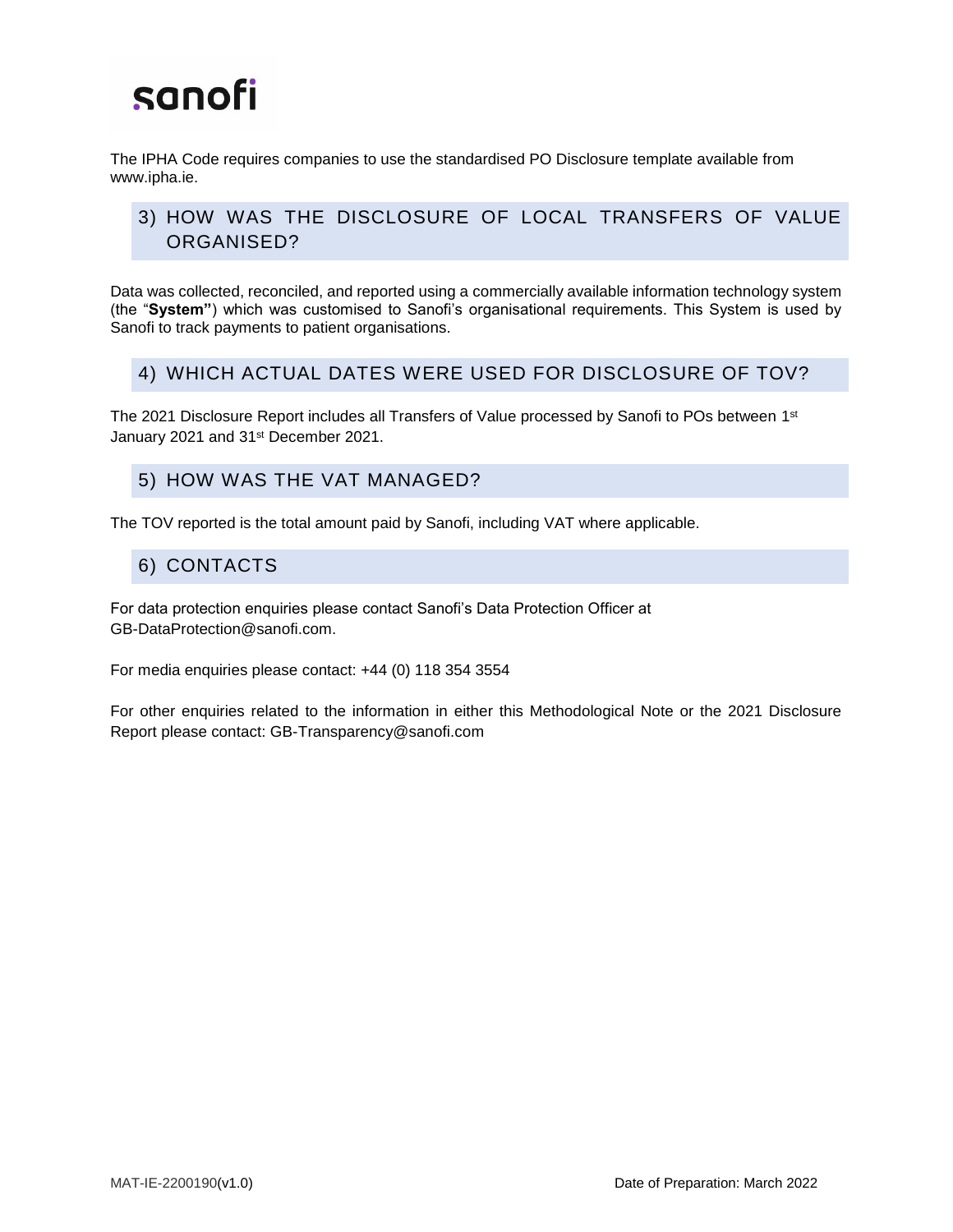The IPHA Code requires companies to use the standardised PO Disclosure template available from www.ipha.ie.

## 3) HOW WAS THE DISCLOSURE OF LOCAL TRANSFERS OF VALUE ORGANISED?

Data was collected, reconciled, and reported using a commercially available information technology system (the "**System"**) which was customised to Sanofi's organisational requirements. This System is used by Sanofi to track payments to patient organisations.

## 4) WHICH ACTUAL DATES WERE USED FOR DISCLOSURE OF TOV?

The 2021 Disclosure Report includes all Transfers of Value processed by Sanofi to POs between 1st January 2021 and 31st December 2021.

## 5) HOW WAS THE VAT MANAGED?

The TOV reported is the total amount paid by Sanofi, including VAT where applicable.

## 6) CONTACTS

For data protection enquiries please contact Sanofi's Data Protection Officer at GB-DataProtection@sanofi.com.

For media enquiries please contact: +44 (0) 118 354 3554

For other enquiries related to the information in either this Methodological Note or the 2021 Disclosure Report please contact: GB-Transparency@sanofi.com

MAT-IE-2200190(v1.0) Date of Preparation: March 2022